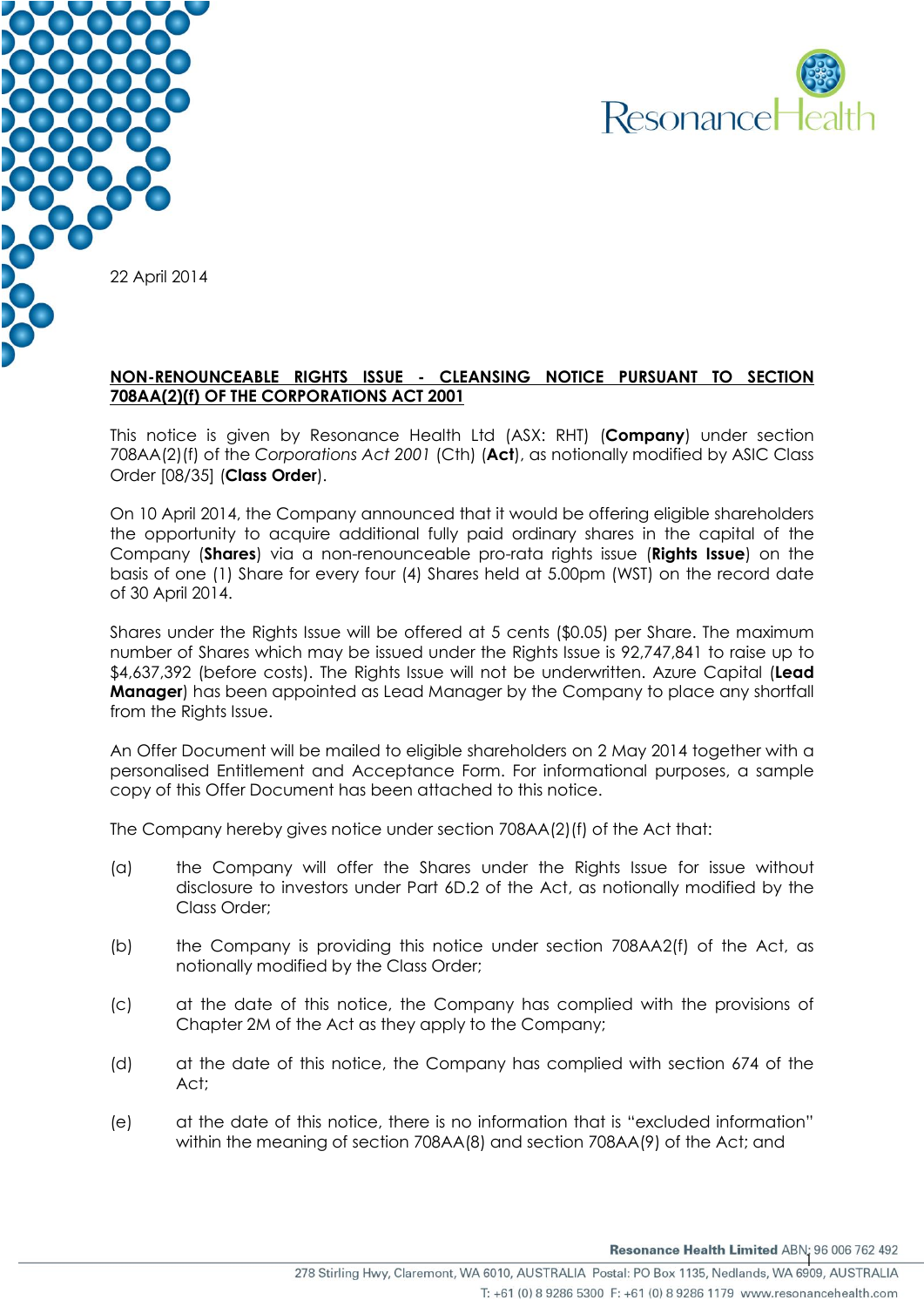22 April 2014

**NON-RENOUNCEABLE RIGHTS ISSUE - CLEANSING NOTICE PURSUANT TO SECTION 708AA(2)(f) OF THE CORPORATIONS ACT 2001**

This notice is given by Resonance Health Ltd (ASX: RHT) (**Company**) under section 708AA(2)(f) of the *Corporations Act 2001* (Cth) (**Act**), as notionally modified by ASIC Class Order [08/35] (**Class Order**).

On 10 April 2014, the Company announced that it would be offering eligible shareholders the opportunity to acquire additional fully paid ordinary shares in the capital of the Company (**Shares**) via a non-renounceable pro-rata rights issue (**Rights Issue**) on the basis of one (1) Share for every four (4) Shares held at 5.00pm (WST) on the record date of 30 April 2014.

Shares under the Rights Issue will be offered at 5 cents ($0.05) per Share. The maximum number of Shares which may be issued under the Rights Issue is 92,747,841 to raise up to $4,637,392 (before costs). The Rights Issue will not be underwritten. Azure Capital (**Lead Manager**) has been appointed as Lead Manager by the Company to place any shortfall from the Rights Issue.

An Offer Document will be mailed to eligible shareholders on 2 May 2014 together with a personalised Entitlement and Acceptance Form. For informational purposes, a sample copy of this Offer Document has been attached to this notice.

The Company hereby gives notice under section 708AA(2)(f) of the Act that:

(a) the Company will offer the Shares under the Rights Issue for issue without disclosure to investors under Part 6D.2 of the Act, as notionally modified by the Class Order;

(b) the Company is providing this notice under section 708AA2(f) of the Act, as notionally modified by the Class Order;

(c) at the date of this notice, the Company has complied with the provisions of Chapter 2M of the Act as they apply to the Company;

(d) at the date of this notice, the Company has complied with section 674 of the Act;

(e) at the date of this notice, there is no information that is "excluded information" within the meaning of section 708AA(8) and section 708AA(9) of the Act; and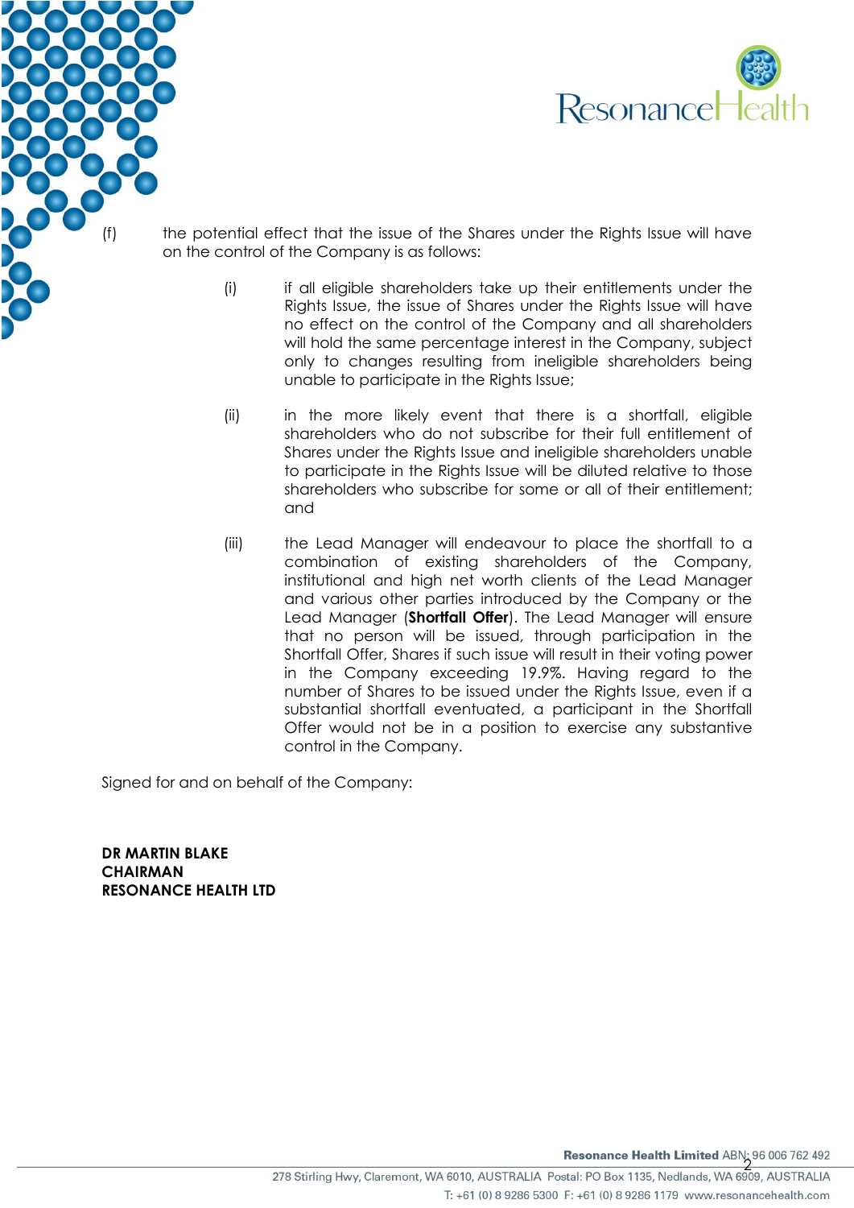(f) the potential effect that the issue of the Shares under the Rights Issue will have on the control of the Company is as follows:

   (i) if all eligible shareholders take up their entitlements under the Rights Issue, the issue of Shares under the Rights Issue will have no effect on the control of the Company and all shareholders will hold the same percentage interest in the Company, subject only to changes resulting from ineligible shareholders being unable to participate in the Rights Issue;

   (ii) in the more likely event that there is a shortfall, eligible shareholders who do not subscribe for their full entitlement of Shares under the Rights Issue and ineligible shareholders unable to participate in the Rights Issue will be diluted relative to those shareholders who subscribe for some or all of their entitlement; and

   (iii) the Lead Manager will endeavour to place the shortfall to a combination of existing shareholders of the Company, institutional and high net worth clients of the Lead Manager and various other parties introduced by the Company or the Lead Manager (**Shortfall Offer**). The Lead Manager will ensure that no person will be issued, through participation in the Shortfall Offer, Shares if such issue will result in their voting power in the Company exceeding 19.9%. Having regard to the number of Shares to be issued under the Rights Issue, even if a substantial shortfall eventuated, a participant in the Shortfall Offer would not be in a position to exercise any substantive control in the Company.

Signed for and on behalf of the Company:

**DR MARTIN BLAKE**
**CHAIRMAN**
**RESONANCE HEALTH LTD**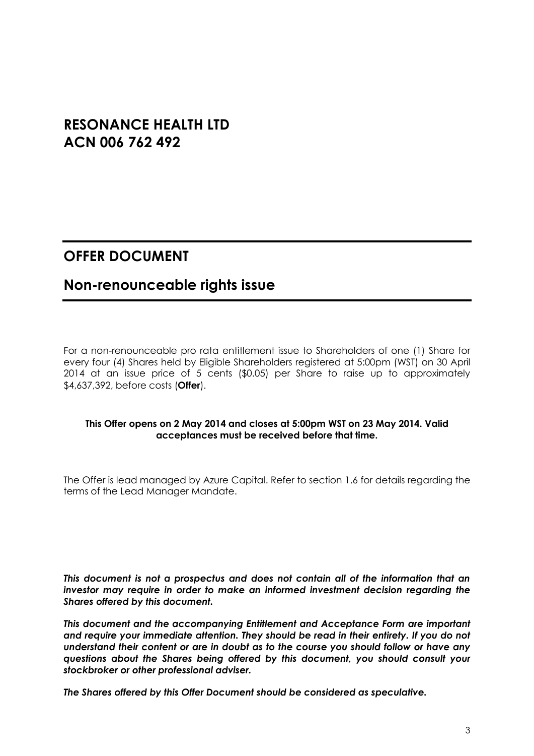# RESONANCE HEALTH LTD
# ACN 006 762 492

## OFFER DOCUMENT

## Non-renounceable rights issue

For a non-renounceable pro rata entitlement issue to Shareholders of one (1) Share for every four (4) Shares held by Eligible Shareholders registered at 5:00pm (WST) on 30 April 2014 at an issue price of 5 cents ($0.05) per Share to raise up to approximately $4,637,392, before costs (**Offer**).

**This Offer opens on 2 May 2014 and closes at 5:00pm WST on 23 May 2014. Valid acceptances must be received before that time.**

The Offer is lead managed by Azure Capital. Refer to section 1.6 for details regarding the terms of the Lead Manager Mandate.

***This document is not a prospectus and does not contain all of the information that an investor may require in order to make an informed investment decision regarding the Shares offered by this document.***

***This document and the accompanying Entitlement and Acceptance Form are important and require your immediate attention. They should be read in their entirety. If you do not understand their content or are in doubt as to the course you should follow or have any questions about the Shares being offered by this document, you should consult your stockbroker or other professional adviser.***

***The Shares offered by this Offer Document should be considered as speculative.***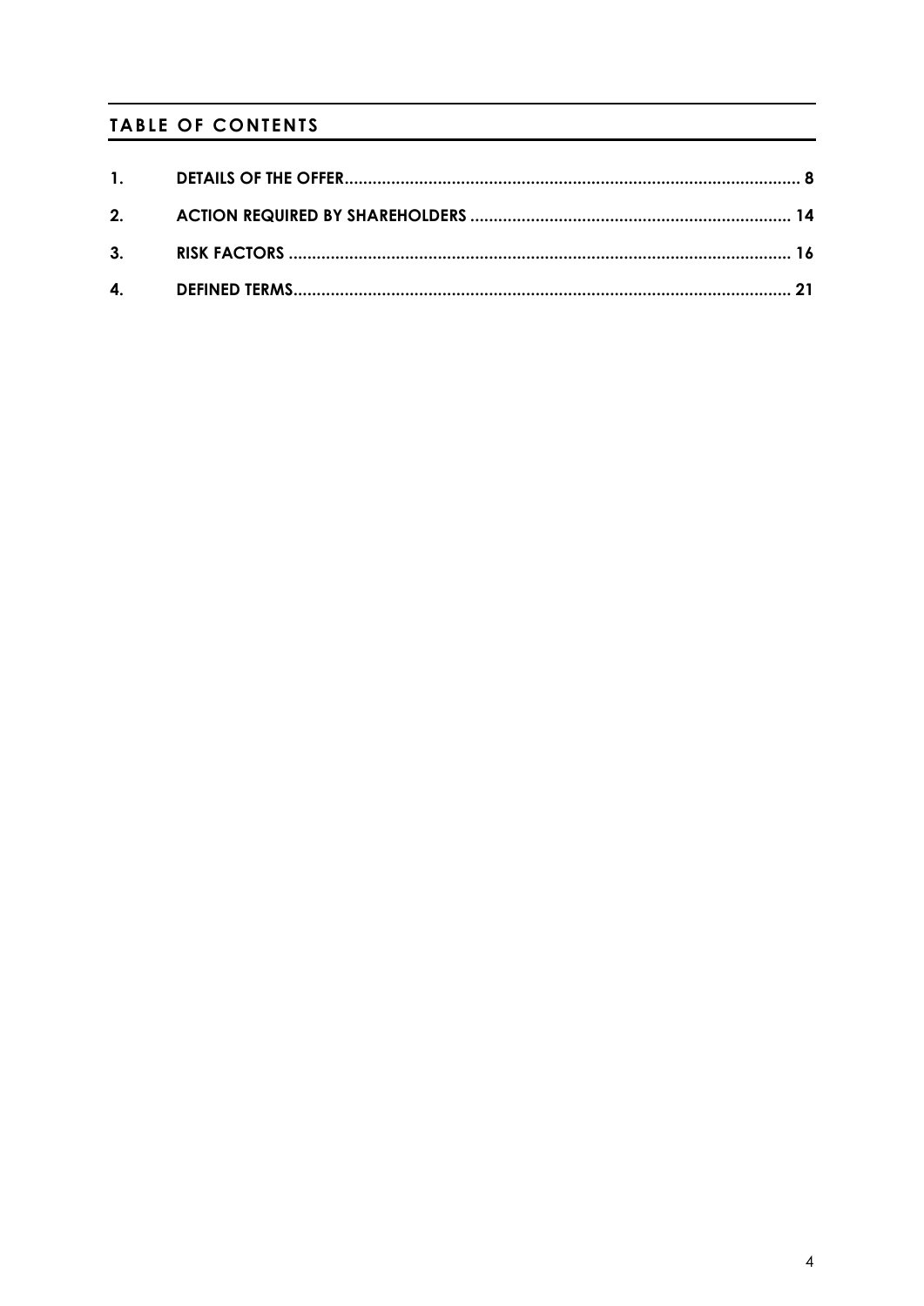## TABLE OF CONTENTS

| | | |
|---|---|---|
| **1.** | **DETAILS OF THE OFFER** | **8** |
| **2.** | **ACTION REQUIRED BY SHAREHOLDERS** | **14** |
| **3.** | **RISK FACTORS** | **16** |
| **4.** | **DEFINED TERMS** | **21** |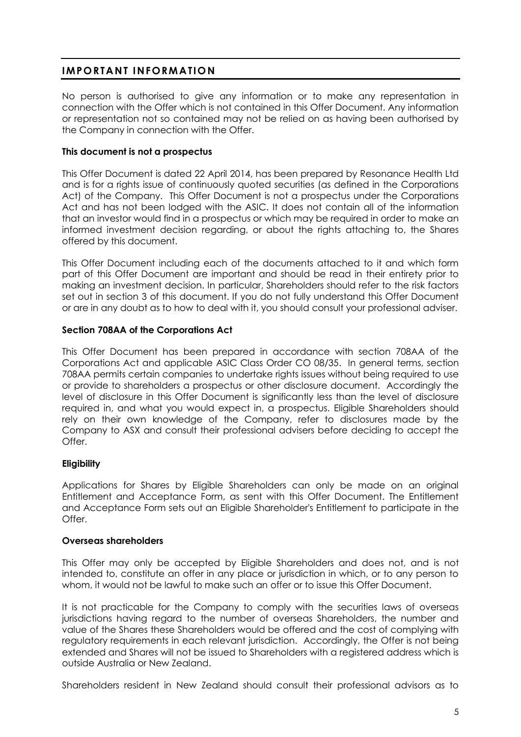## IMPORTANT INFORMATION

No person is authorised to give any information or to make any representation in connection with the Offer which is not contained in this Offer Document. Any information or representation not so contained may not be relied on as having been authorised by the Company in connection with the Offer.

**This document is not a prospectus**

This Offer Document is dated 22 April 2014, has been prepared by Resonance Health Ltd and is for a rights issue of continuously quoted securities (as defined in the Corporations Act) of the Company. This Offer Document is not a prospectus under the Corporations Act and has not been lodged with the ASIC. It does not contain all of the information that an investor would find in a prospectus or which may be required in order to make an informed investment decision regarding, or about the rights attaching to, the Shares offered by this document.

This Offer Document including each of the documents attached to it and which form part of this Offer Document are important and should be read in their entirety prior to making an investment decision. In particular, Shareholders should refer to the risk factors set out in section 3 of this document. If you do not fully understand this Offer Document or are in any doubt as to how to deal with it, you should consult your professional adviser.

**Section 708AA of the Corporations Act**

This Offer Document has been prepared in accordance with section 708AA of the Corporations Act and applicable ASIC Class Order CO 08/35. In general terms, section 708AA permits certain companies to undertake rights issues without being required to use or provide to shareholders a prospectus or other disclosure document. Accordingly the level of disclosure in this Offer Document is significantly less than the level of disclosure required in, and what you would expect in, a prospectus. Eligible Shareholders should rely on their own knowledge of the Company, refer to disclosures made by the Company to ASX and consult their professional advisers before deciding to accept the Offer.

**Eligibility**

Applications for Shares by Eligible Shareholders can only be made on an original Entitlement and Acceptance Form, as sent with this Offer Document. The Entitlement and Acceptance Form sets out an Eligible Shareholder's Entitlement to participate in the Offer.

**Overseas shareholders**

This Offer may only be accepted by Eligible Shareholders and does not, and is not intended to, constitute an offer in any place or jurisdiction in which, or to any person to whom, it would not be lawful to make such an offer or to issue this Offer Document.

It is not practicable for the Company to comply with the securities laws of overseas jurisdictions having regard to the number of overseas Shareholders, the number and value of the Shares these Shareholders would be offered and the cost of complying with regulatory requirements in each relevant jurisdiction. Accordingly, the Offer is not being extended and Shares will not be issued to Shareholders with a registered address which is outside Australia or New Zealand.

Shareholders resident in New Zealand should consult their professional advisors as to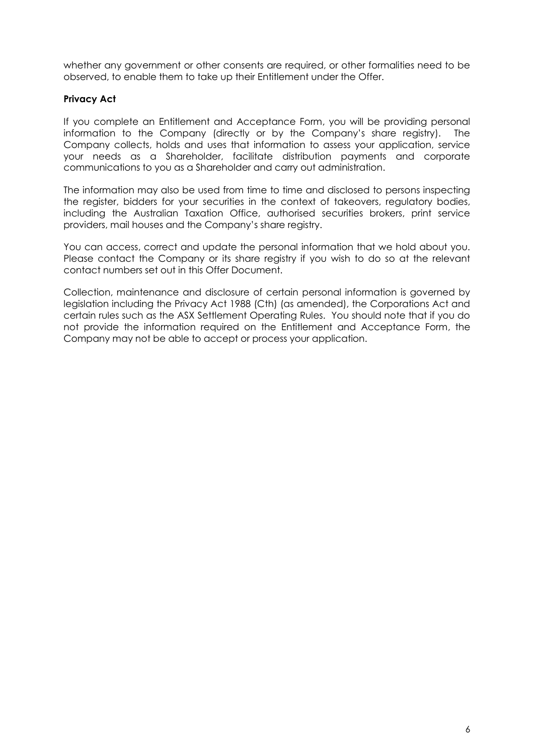whether any government or other consents are required, or other formalities need to be observed, to enable them to take up their Entitlement under the Offer.

**Privacy Act**

If you complete an Entitlement and Acceptance Form, you will be providing personal information to the Company (directly or by the Company's share registry). The Company collects, holds and uses that information to assess your application, service your needs as a Shareholder, facilitate distribution payments and corporate communications to you as a Shareholder and carry out administration.

The information may also be used from time to time and disclosed to persons inspecting the register, bidders for your securities in the context of takeovers, regulatory bodies, including the Australian Taxation Office, authorised securities brokers, print service providers, mail houses and the Company's share registry.

You can access, correct and update the personal information that we hold about you. Please contact the Company or its share registry if you wish to do so at the relevant contact numbers set out in this Offer Document.

Collection, maintenance and disclosure of certain personal information is governed by legislation including the Privacy Act 1988 (Cth) (as amended), the Corporations Act and certain rules such as the ASX Settlement Operating Rules. You should note that if you do not provide the information required on the Entitlement and Acceptance Form, the Company may not be able to accept or process your application.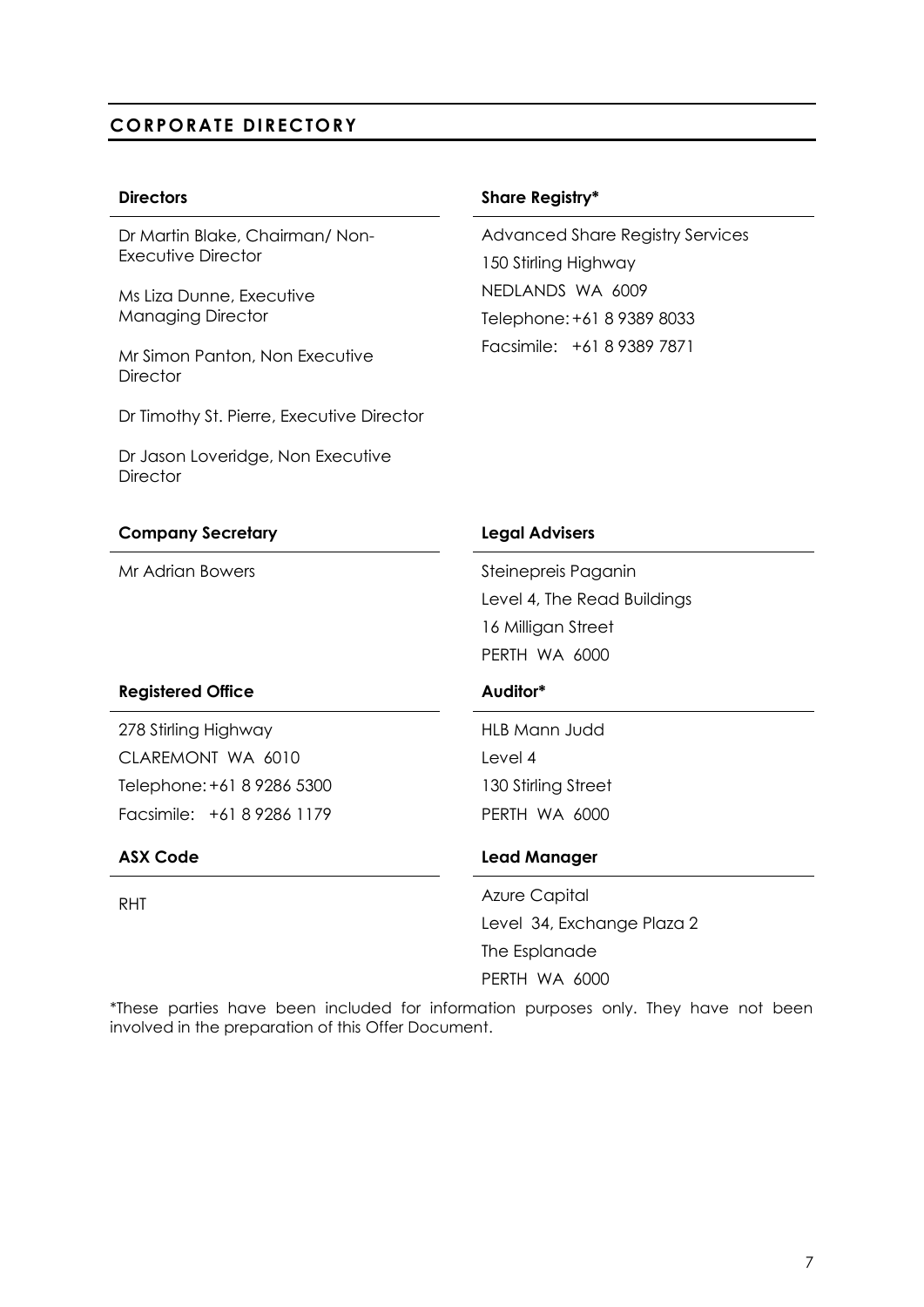## CORPORATE DIRECTORY

**Directors**

Dr Martin Blake, Chairman/ Non-Executive Director

Ms Liza Dunne, Executive Managing Director

Mr Simon Panton, Non Executive Director

Dr Timothy St. Pierre, Executive Director

Dr Jason Loveridge, Non Executive Director

**Share Registry***

Advanced Share Registry Services
150 Stirling Highway
NEDLANDS WA 6009
Telephone: +61 8 9389 8033
Facsimile: +61 8 9389 7871

**Company Secretary**

Mr Adrian Bowers

**Legal Advisers**

Steinepreis Paganin
Level 4, The Read Buildings
16 Milligan Street
PERTH WA 6000

**Registered Office**

278 Stirling Highway
CLAREMONT WA 6010
Telephone: +61 8 9286 5300
Facsimile: +61 8 9286 1179

**Auditor***

HLB Mann Judd
Level 4
130 Stirling Street
PERTH WA 6000

**ASX Code**

RHT

**Lead Manager**

Azure Capital
Level 34, Exchange Plaza 2
The Esplanade
PERTH WA 6000

*These parties have been included for information purposes only. They have not been involved in the preparation of this Offer Document.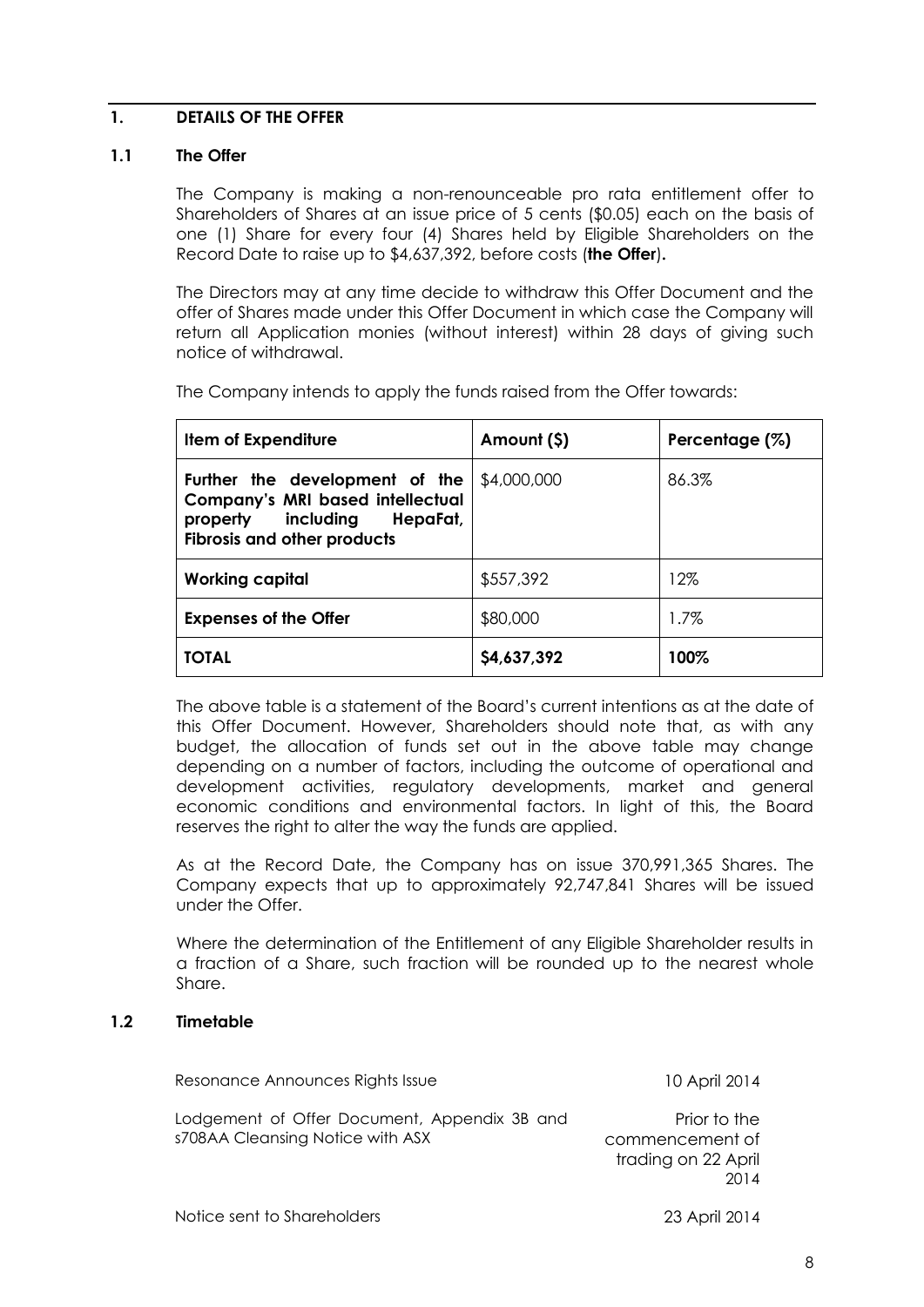## 1. DETAILS OF THE OFFER

### 1.1 The Offer

The Company is making a non-renounceable pro rata entitlement offer to Shareholders of Shares at an issue price of 5 cents ($0.05) each on the basis of one (1) Share for every four (4) Shares held by Eligible Shareholders on the Record Date to raise up to $4,637,392, before costs (**the Offer**).

The Directors may at any time decide to withdraw this Offer Document and the offer of Shares made under this Offer Document in which case the Company will return all Application monies (without interest) within 28 days of giving such notice of withdrawal.

The Company intends to apply the funds raised from the Offer towards:

| Item of Expenditure | Amount ($) | Percentage (%) |
|---|---|---|
| **Further the development of the Company's MRI based intellectual property including HepaFat, Fibrosis and other products** | $4,000,000 | 86.3% |
| **Working capital** | $557,392 | 12% |
| **Expenses of the Offer** | $80,000 | 1.7% |
| **TOTAL** | **$4,637,392** | **100%** |

The above table is a statement of the Board's current intentions as at the date of this Offer Document. However, Shareholders should note that, as with any budget, the allocation of funds set out in the above table may change depending on a number of factors, including the outcome of operational and development activities, regulatory developments, market and general economic conditions and environmental factors. In light of this, the Board reserves the right to alter the way the funds are applied.

As at the Record Date, the Company has on issue 370,991,365 Shares. The Company expects that up to approximately 92,747,841 Shares will be issued under the Offer.

Where the determination of the Entitlement of any Eligible Shareholder results in a fraction of a Share, such fraction will be rounded up to the nearest whole Share.

### 1.2 Timetable

| | |
|---|---|
| Resonance Announces Rights Issue | 10 April 2014 |
| Lodgement of Offer Document, Appendix 3B and s708AA Cleansing Notice with ASX | Prior to the commencement of trading on 22 April 2014 |
| Notice sent to Shareholders | 23 April 2014 |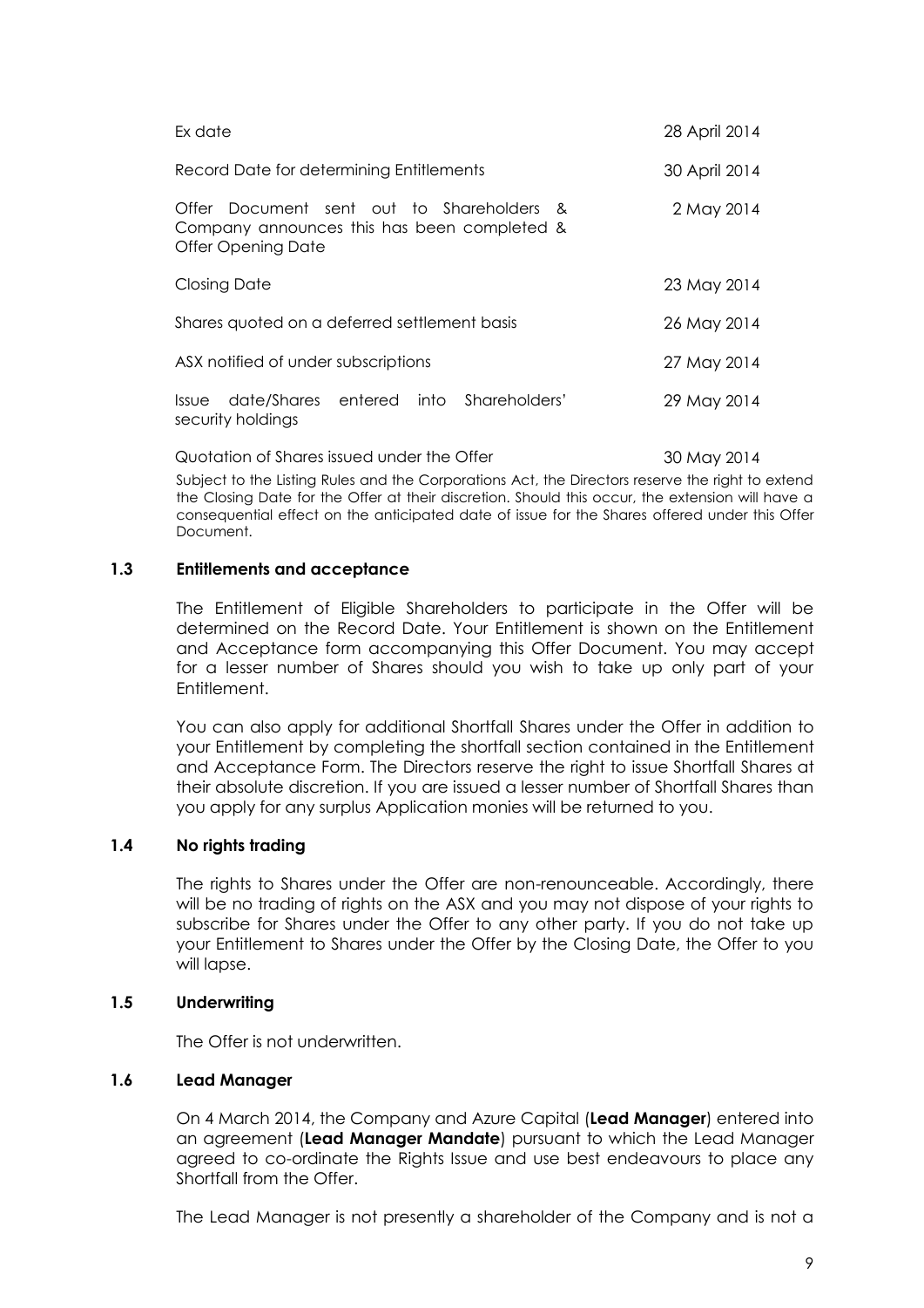| | |
|---|---|
| Ex date | 28 April 2014 |
| Record Date for determining Entitlements | 30 April 2014 |
| Offer Document sent out to Shareholders & Company announces this has been completed & Offer Opening Date | 2 May 2014 |
| Closing Date | 23 May 2014 |
| Shares quoted on a deferred settlement basis | 26 May 2014 |
| ASX notified of under subscriptions | 27 May 2014 |
| Issue date/Shares entered into Shareholders' security holdings | 29 May 2014 |
| Quotation of Shares issued under the Offer | 30 May 2014 |

Subject to the Listing Rules and the Corporations Act, the Directors reserve the right to extend the Closing Date for the Offer at their discretion. Should this occur, the extension will have a consequential effect on the anticipated date of issue for the Shares offered under this Offer Document.

### 1.3 Entitlements and acceptance

The Entitlement of Eligible Shareholders to participate in the Offer will be determined on the Record Date. Your Entitlement is shown on the Entitlement and Acceptance form accompanying this Offer Document. You may accept for a lesser number of Shares should you wish to take up only part of your Entitlement.

You can also apply for additional Shortfall Shares under the Offer in addition to your Entitlement by completing the shortfall section contained in the Entitlement and Acceptance Form. The Directors reserve the right to issue Shortfall Shares at their absolute discretion. If you are issued a lesser number of Shortfall Shares than you apply for any surplus Application monies will be returned to you.

### 1.4 No rights trading

The rights to Shares under the Offer are non-renounceable. Accordingly, there will be no trading of rights on the ASX and you may not dispose of your rights to subscribe for Shares under the Offer to any other party. If you do not take up your Entitlement to Shares under the Offer by the Closing Date, the Offer to you will lapse.

### 1.5 Underwriting

The Offer is not underwritten.

### 1.6 Lead Manager

On 4 March 2014, the Company and Azure Capital (**Lead Manager**) entered into an agreement (**Lead Manager Mandate**) pursuant to which the Lead Manager agreed to co-ordinate the Rights Issue and use best endeavours to place any Shortfall from the Offer.

The Lead Manager is not presently a shareholder of the Company and is not a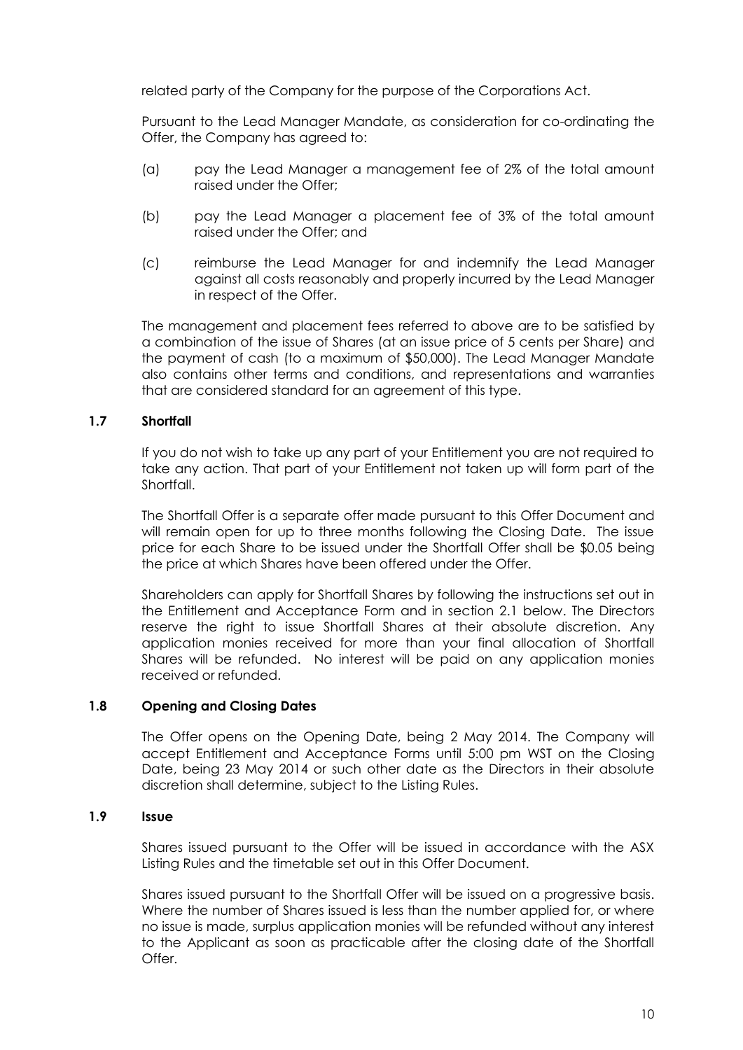related party of the Company for the purpose of the Corporations Act.

Pursuant to the Lead Manager Mandate, as consideration for co-ordinating the Offer, the Company has agreed to:

(a) pay the Lead Manager a management fee of 2% of the total amount raised under the Offer;

(b) pay the Lead Manager a placement fee of 3% of the total amount raised under the Offer; and

(c) reimburse the Lead Manager for and indemnify the Lead Manager against all costs reasonably and properly incurred by the Lead Manager in respect of the Offer.

The management and placement fees referred to above are to be satisfied by a combination of the issue of Shares (at an issue price of 5 cents per Share) and the payment of cash (to a maximum of $50,000). The Lead Manager Mandate also contains other terms and conditions, and representations and warranties that are considered standard for an agreement of this type.

### 1.7 Shortfall

If you do not wish to take up any part of your Entitlement you are not required to take any action. That part of your Entitlement not taken up will form part of the Shortfall.

The Shortfall Offer is a separate offer made pursuant to this Offer Document and will remain open for up to three months following the Closing Date. The issue price for each Share to be issued under the Shortfall Offer shall be $0.05 being the price at which Shares have been offered under the Offer.

Shareholders can apply for Shortfall Shares by following the instructions set out in the Entitlement and Acceptance Form and in section 2.1 below. The Directors reserve the right to issue Shortfall Shares at their absolute discretion. Any application monies received for more than your final allocation of Shortfall Shares will be refunded. No interest will be paid on any application monies received or refunded.

### 1.8 Opening and Closing Dates

The Offer opens on the Opening Date, being 2 May 2014. The Company will accept Entitlement and Acceptance Forms until 5:00 pm WST on the Closing Date, being 23 May 2014 or such other date as the Directors in their absolute discretion shall determine, subject to the Listing Rules.

### 1.9 Issue

Shares issued pursuant to the Offer will be issued in accordance with the ASX Listing Rules and the timetable set out in this Offer Document.

Shares issued pursuant to the Shortfall Offer will be issued on a progressive basis. Where the number of Shares issued is less than the number applied for, or where no issue is made, surplus application monies will be refunded without any interest to the Applicant as soon as practicable after the closing date of the Shortfall Offer.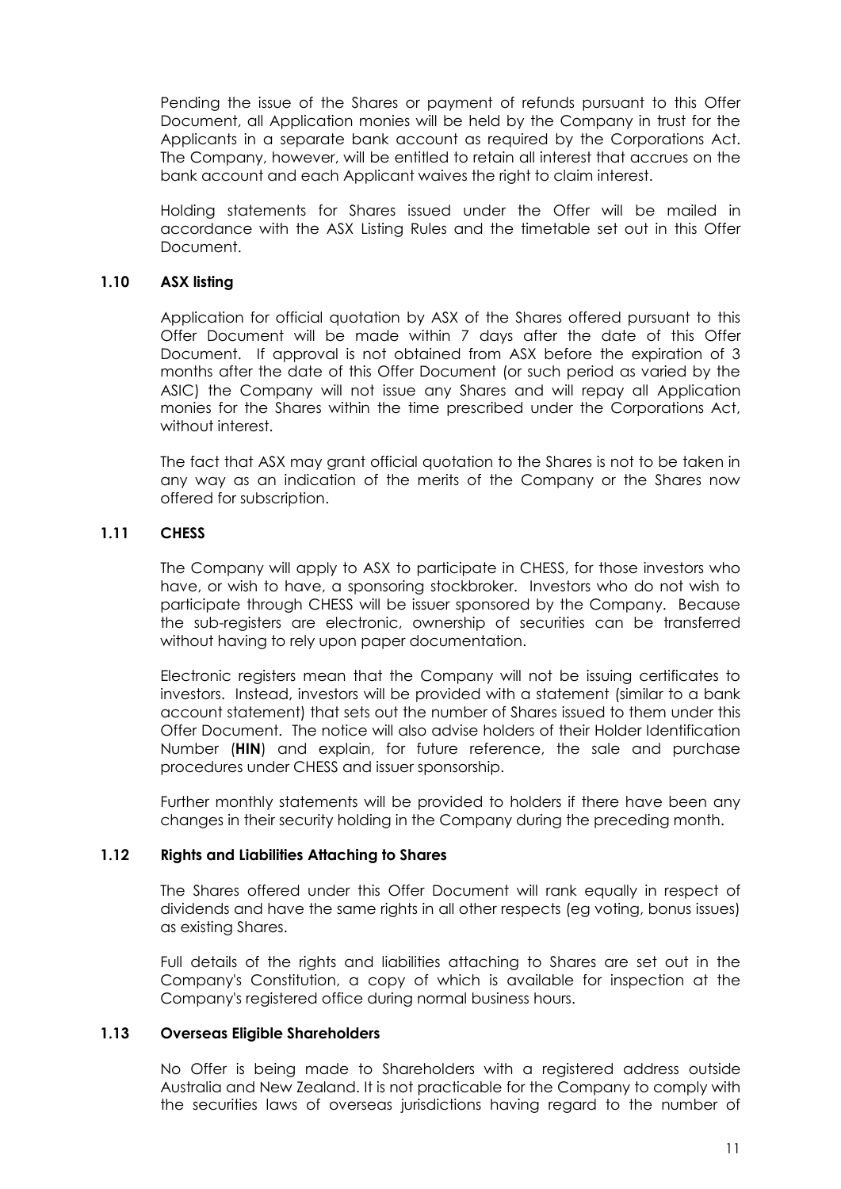Pending the issue of the Shares or payment of refunds pursuant to this Offer Document, all Application monies will be held by the Company in trust for the Applicants in a separate bank account as required by the Corporations Act. The Company, however, will be entitled to retain all interest that accrues on the bank account and each Applicant waives the right to claim interest.

Holding statements for Shares issued under the Offer will be mailed in accordance with the ASX Listing Rules and the timetable set out in this Offer Document.

### 1.10 ASX listing

Application for official quotation by ASX of the Shares offered pursuant to this Offer Document will be made within 7 days after the date of this Offer Document. If approval is not obtained from ASX before the expiration of 3 months after the date of this Offer Document (or such period as varied by the ASIC) the Company will not issue any Shares and will repay all Application monies for the Shares within the time prescribed under the Corporations Act, without interest.

The fact that ASX may grant official quotation to the Shares is not to be taken in any way as an indication of the merits of the Company or the Shares now offered for subscription.

### 1.11 CHESS

The Company will apply to ASX to participate in CHESS, for those investors who have, or wish to have, a sponsoring stockbroker. Investors who do not wish to participate through CHESS will be issuer sponsored by the Company. Because the sub-registers are electronic, ownership of securities can be transferred without having to rely upon paper documentation.

Electronic registers mean that the Company will not be issuing certificates to investors. Instead, investors will be provided with a statement (similar to a bank account statement) that sets out the number of Shares issued to them under this Offer Document. The notice will also advise holders of their Holder Identification Number (**HIN**) and explain, for future reference, the sale and purchase procedures under CHESS and issuer sponsorship.

Further monthly statements will be provided to holders if there have been any changes in their security holding in the Company during the preceding month.

### 1.12 Rights and Liabilities Attaching to Shares

The Shares offered under this Offer Document will rank equally in respect of dividends and have the same rights in all other respects (eg voting, bonus issues) as existing Shares.

Full details of the rights and liabilities attaching to Shares are set out in the Company's Constitution, a copy of which is available for inspection at the Company's registered office during normal business hours.

### 1.13 Overseas Eligible Shareholders

No Offer is being made to Shareholders with a registered address outside Australia and New Zealand. It is not practicable for the Company to comply with the securities laws of overseas jurisdictions having regard to the number of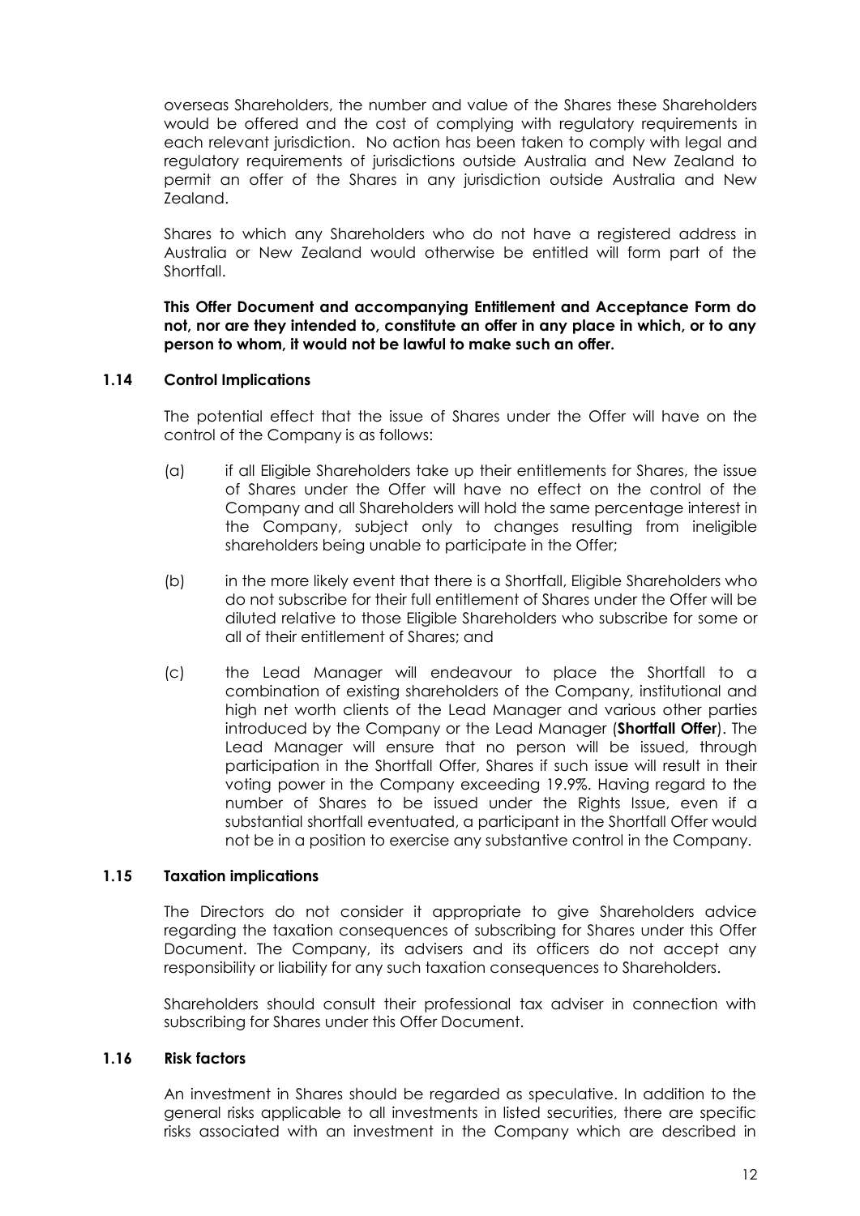overseas Shareholders, the number and value of the Shares these Shareholders would be offered and the cost of complying with regulatory requirements in each relevant jurisdiction. No action has been taken to comply with legal and regulatory requirements of jurisdictions outside Australia and New Zealand to permit an offer of the Shares in any jurisdiction outside Australia and New Zealand.

Shares to which any Shareholders who do not have a registered address in Australia or New Zealand would otherwise be entitled will form part of the Shortfall.

**This Offer Document and accompanying Entitlement and Acceptance Form do not, nor are they intended to, constitute an offer in any place in which, or to any person to whom, it would not be lawful to make such an offer.**

### 1.14 Control Implications

The potential effect that the issue of Shares under the Offer will have on the control of the Company is as follows:

(a) if all Eligible Shareholders take up their entitlements for Shares, the issue of Shares under the Offer will have no effect on the control of the Company and all Shareholders will hold the same percentage interest in the Company, subject only to changes resulting from ineligible shareholders being unable to participate in the Offer;

(b) in the more likely event that there is a Shortfall, Eligible Shareholders who do not subscribe for their full entitlement of Shares under the Offer will be diluted relative to those Eligible Shareholders who subscribe for some or all of their entitlement of Shares; and

(c) the Lead Manager will endeavour to place the Shortfall to a combination of existing shareholders of the Company, institutional and high net worth clients of the Lead Manager and various other parties introduced by the Company or the Lead Manager (**Shortfall Offer**). The Lead Manager will ensure that no person will be issued, through participation in the Shortfall Offer, Shares if such issue will result in their voting power in the Company exceeding 19.9%. Having regard to the number of Shares to be issued under the Rights Issue, even if a substantial shortfall eventuated, a participant in the Shortfall Offer would not be in a position to exercise any substantive control in the Company.

### 1.15 Taxation implications

The Directors do not consider it appropriate to give Shareholders advice regarding the taxation consequences of subscribing for Shares under this Offer Document. The Company, its advisers and its officers do not accept any responsibility or liability for any such taxation consequences to Shareholders.

Shareholders should consult their professional tax adviser in connection with subscribing for Shares under this Offer Document.

### 1.16 Risk factors

An investment in Shares should be regarded as speculative. In addition to the general risks applicable to all investments in listed securities, there are specific risks associated with an investment in the Company which are described in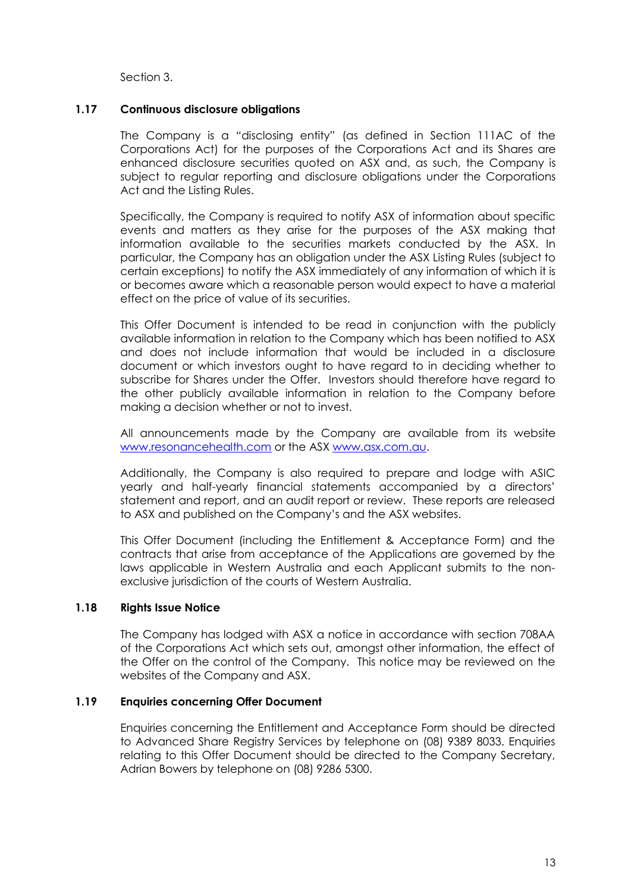Section 3.

### 1.17 Continuous disclosure obligations

The Company is a "disclosing entity" (as defined in Section 111AC of the Corporations Act) for the purposes of the Corporations Act and its Shares are enhanced disclosure securities quoted on ASX and, as such, the Company is subject to regular reporting and disclosure obligations under the Corporations Act and the Listing Rules.

Specifically, the Company is required to notify ASX of information about specific events and matters as they arise for the purposes of the ASX making that information available to the securities markets conducted by the ASX. In particular, the Company has an obligation under the ASX Listing Rules (subject to certain exceptions) to notify the ASX immediately of any information of which it is or becomes aware which a reasonable person would expect to have a material effect on the price of value of its securities.

This Offer Document is intended to be read in conjunction with the publicly available information in relation to the Company which has been notified to ASX and does not include information that would be included in a disclosure document or which investors ought to have regard to in deciding whether to subscribe for Shares under the Offer. Investors should therefore have regard to the other publicly available information in relation to the Company before making a decision whether or not to invest.

All announcements made by the Company are available from its website www.resonancehealth.com or the ASX www.asx.com.au.

Additionally, the Company is also required to prepare and lodge with ASIC yearly and half-yearly financial statements accompanied by a directors' statement and report, and an audit report or review. These reports are released to ASX and published on the Company's and the ASX websites.

This Offer Document (including the Entitlement & Acceptance Form) and the contracts that arise from acceptance of the Applications are governed by the laws applicable in Western Australia and each Applicant submits to the non-exclusive jurisdiction of the courts of Western Australia.

### 1.18 Rights Issue Notice

The Company has lodged with ASX a notice in accordance with section 708AA of the Corporations Act which sets out, amongst other information, the effect of the Offer on the control of the Company. This notice may be reviewed on the websites of the Company and ASX.

### 1.19 Enquiries concerning Offer Document

Enquiries concerning the Entitlement and Acceptance Form should be directed to Advanced Share Registry Services by telephone on (08) 9389 8033. Enquiries relating to this Offer Document should be directed to the Company Secretary, Adrian Bowers by telephone on (08) 9286 5300.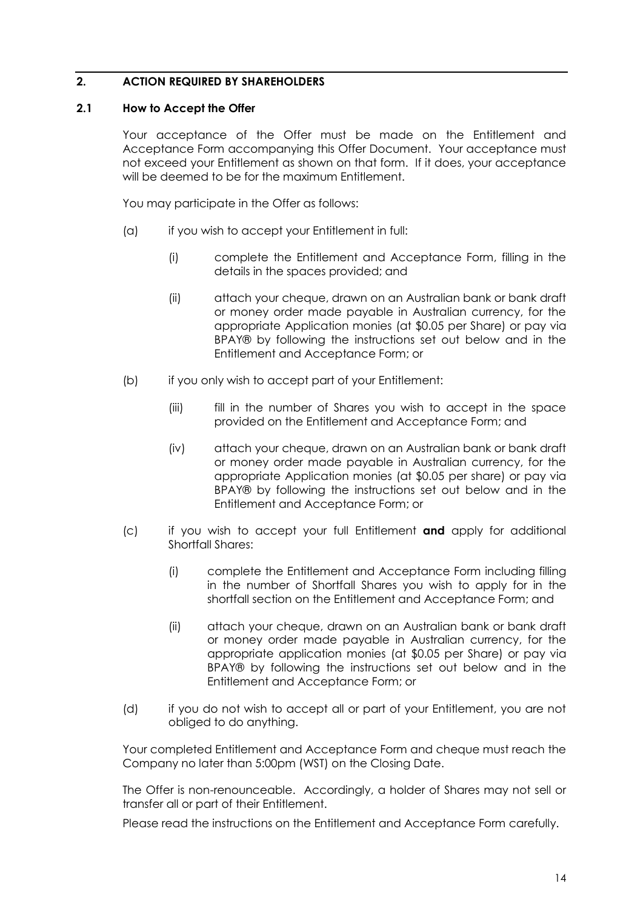## 2. ACTION REQUIRED BY SHAREHOLDERS

### 2.1 How to Accept the Offer

Your acceptance of the Offer must be made on the Entitlement and Acceptance Form accompanying this Offer Document. Your acceptance must not exceed your Entitlement as shown on that form. If it does, your acceptance will be deemed to be for the maximum Entitlement.

You may participate in the Offer as follows:

(a) if you wish to accept your Entitlement in full:

(i) complete the Entitlement and Acceptance Form, filling in the details in the spaces provided; and

(ii) attach your cheque, drawn on an Australian bank or bank draft or money order made payable in Australian currency, for the appropriate Application monies (at $0.05 per Share) or pay via BPAY® by following the instructions set out below and in the Entitlement and Acceptance Form; or

(b) if you only wish to accept part of your Entitlement:

(iii) fill in the number of Shares you wish to accept in the space provided on the Entitlement and Acceptance Form; and

(iv) attach your cheque, drawn on an Australian bank or bank draft or money order made payable in Australian currency, for the appropriate Application monies (at $0.05 per share) or pay via BPAY® by following the instructions set out below and in the Entitlement and Acceptance Form; or

(c) if you wish to accept your full Entitlement **and** apply for additional Shortfall Shares:

(i) complete the Entitlement and Acceptance Form including filling in the number of Shortfall Shares you wish to apply for in the shortfall section on the Entitlement and Acceptance Form; and

(ii) attach your cheque, drawn on an Australian bank or bank draft or money order made payable in Australian currency, for the appropriate application monies (at $0.05 per Share) or pay via BPAY® by following the instructions set out below and in the Entitlement and Acceptance Form; or

(d) if you do not wish to accept all or part of your Entitlement, you are not obliged to do anything.

Your completed Entitlement and Acceptance Form and cheque must reach the Company no later than 5:00pm (WST) on the Closing Date.

The Offer is non-renounceable. Accordingly, a holder of Shares may not sell or transfer all or part of their Entitlement.

Please read the instructions on the Entitlement and Acceptance Form carefully.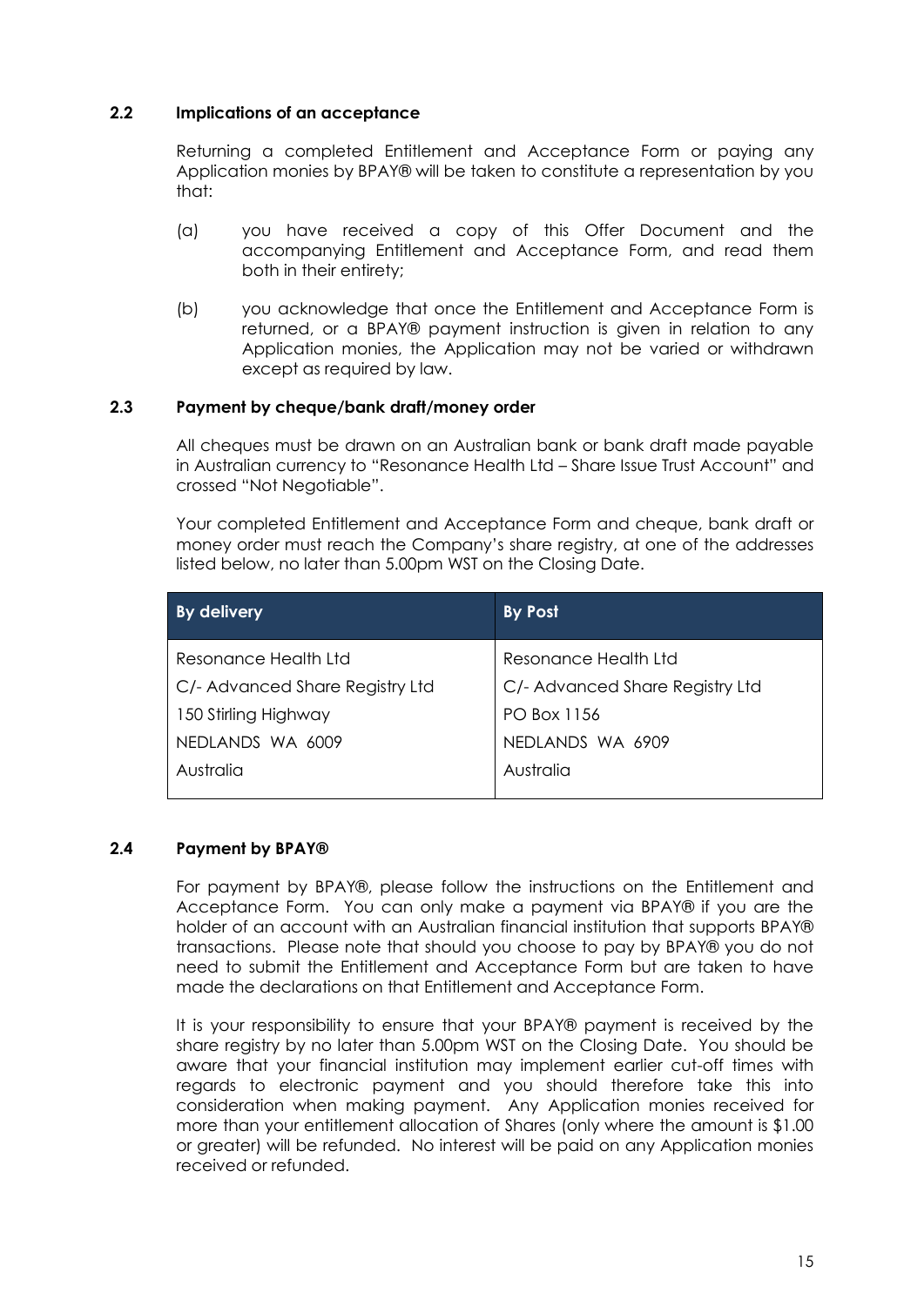### 2.2 Implications of an acceptance

Returning a completed Entitlement and Acceptance Form or paying any Application monies by BPAY® will be taken to constitute a representation by you that:

(a) you have received a copy of this Offer Document and the accompanying Entitlement and Acceptance Form, and read them both in their entirety;

(b) you acknowledge that once the Entitlement and Acceptance Form is returned, or a BPAY® payment instruction is given in relation to any Application monies, the Application may not be varied or withdrawn except as required by law.

### 2.3 Payment by cheque/bank draft/money order

All cheques must be drawn on an Australian bank or bank draft made payable in Australian currency to "Resonance Health Ltd – Share Issue Trust Account" and crossed "Not Negotiable".

Your completed Entitlement and Acceptance Form and cheque, bank draft or money order must reach the Company's share registry, at one of the addresses listed below, no later than 5.00pm WST on the Closing Date.

| By delivery | By Post |
|---|---|
| Resonance Health Ltd<br>C/- Advanced Share Registry Ltd<br>150 Stirling Highway<br>NEDLANDS WA 6009<br>Australia | Resonance Health Ltd<br>C/- Advanced Share Registry Ltd<br>PO Box 1156<br>NEDLANDS WA 6909<br>Australia |

### 2.4 Payment by BPAY®

For payment by BPAY®, please follow the instructions on the Entitlement and Acceptance Form. You can only make a payment via BPAY® if you are the holder of an account with an Australian financial institution that supports BPAY® transactions. Please note that should you choose to pay by BPAY® you do not need to submit the Entitlement and Acceptance Form but are taken to have made the declarations on that Entitlement and Acceptance Form.

It is your responsibility to ensure that your BPAY® payment is received by the share registry by no later than 5.00pm WST on the Closing Date. You should be aware that your financial institution may implement earlier cut-off times with regards to electronic payment and you should therefore take this into consideration when making payment. Any Application monies received for more than your entitlement allocation of Shares (only where the amount is $1.00 or greater) will be refunded. No interest will be paid on any Application monies received or refunded.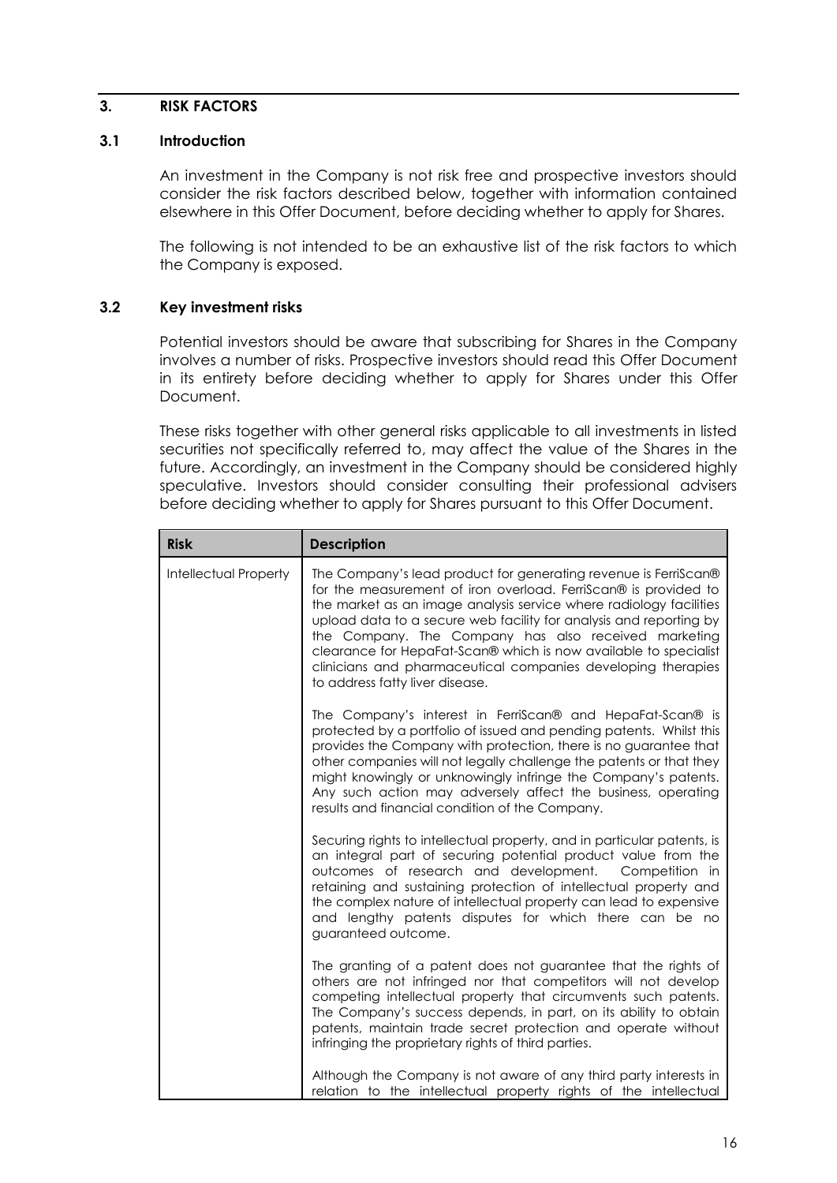## 3. RISK FACTORS

### 3.1 Introduction

An investment in the Company is not risk free and prospective investors should consider the risk factors described below, together with information contained elsewhere in this Offer Document, before deciding whether to apply for Shares.

The following is not intended to be an exhaustive list of the risk factors to which the Company is exposed.

### 3.2 Key investment risks

Potential investors should be aware that subscribing for Shares in the Company involves a number of risks. Prospective investors should read this Offer Document in its entirety before deciding whether to apply for Shares under this Offer Document.

These risks together with other general risks applicable to all investments in listed securities not specifically referred to, may affect the value of the Shares in the future. Accordingly, an investment in the Company should be considered highly speculative. Investors should consider consulting their professional advisers before deciding whether to apply for Shares pursuant to this Offer Document.

| Risk | Description |
|---|---|
| Intellectual Property | The Company's lead product for generating revenue is FerriScan® for the measurement of iron overload. FerriScan® is provided to the market as an image analysis service where radiology facilities upload data to a secure web facility for analysis and reporting by the Company. The Company has also received marketing clearance for HepaFat-Scan® which is now available to specialist clinicians and pharmaceutical companies developing therapies to address fatty liver disease.<br><br>The Company's interest in FerriScan® and HepaFat-Scan® is protected by a portfolio of issued and pending patents. Whilst this provides the Company with protection, there is no guarantee that other companies will not legally challenge the patents or that they might knowingly or unknowingly infringe the Company's patents. Any such action may adversely affect the business, operating results and financial condition of the Company.<br><br>Securing rights to intellectual property, and in particular patents, is an integral part of securing potential product value from the outcomes of research and development. Competition in retaining and sustaining protection of intellectual property and the complex nature of intellectual property can lead to expensive and lengthy patents disputes for which there can be no guaranteed outcome.<br><br>The granting of a patent does not guarantee that the rights of others are not infringed nor that competitors will not develop competing intellectual property that circumvents such patents. The Company's success depends, in part, on its ability to obtain patents, maintain trade secret protection and operate without infringing the proprietary rights of third parties.<br><br>Although the Company is not aware of any third party interests in relation to the intellectual property rights of the intellectual |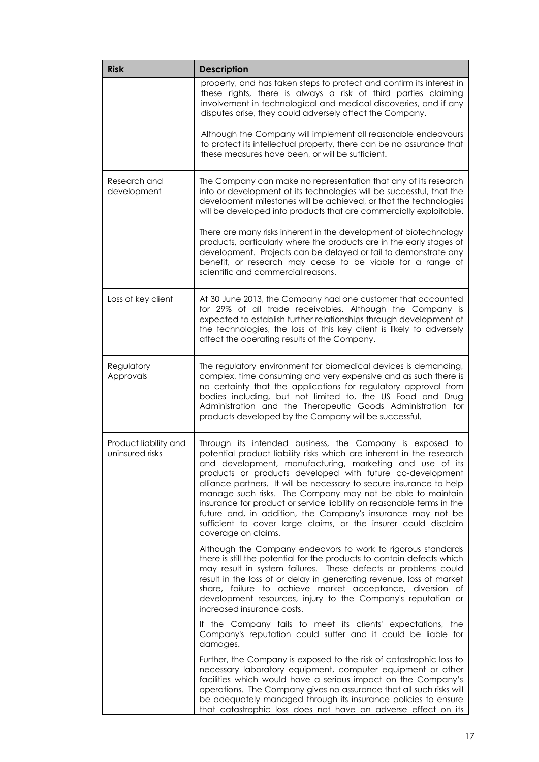| Risk | Description |
|---|---|
| | property, and has taken steps to protect and confirm its interest in these rights, there is always a risk of third parties claiming involvement in technological and medical discoveries, and if any disputes arise, they could adversely affect the Company.<br><br>Although the Company will implement all reasonable endeavours to protect its intellectual property, there can be no assurance that these measures have been, or will be sufficient. |
| Research and development | The Company can make no representation that any of its research into or development of its technologies will be successful, that the development milestones will be achieved, or that the technologies will be developed into products that are commercially exploitable.<br><br>There are many risks inherent in the development of biotechnology products, particularly where the products are in the early stages of development. Projects can be delayed or fail to demonstrate any benefit, or research may cease to be viable for a range of scientific and commercial reasons. |
| Loss of key client | At 30 June 2013, the Company had one customer that accounted for 29% of all trade receivables. Although the Company is expected to establish further relationships through development of the technologies, the loss of this key client is likely to adversely affect the operating results of the Company. |
| Regulatory Approvals | The regulatory environment for biomedical devices is demanding, complex, time consuming and very expensive and as such there is no certainty that the applications for regulatory approval from bodies including, but not limited to, the US Food and Drug Administration and the Therapeutic Goods Administration for products developed by the Company will be successful. |
| Product liability and uninsured risks | Through its intended business, the Company is exposed to potential product liability risks which are inherent in the research and development, manufacturing, marketing and use of its products or products developed with future co-development alliance partners. It will be necessary to secure insurance to help manage such risks. The Company may not be able to maintain insurance for product or service liability on reasonable terms in the future and, in addition, the Company's insurance may not be sufficient to cover large claims, or the insurer could disclaim coverage on claims.<br><br>Although the Company endeavors to work to rigorous standards there is still the potential for the products to contain defects which may result in system failures. These defects or problems could result in the loss of or delay in generating revenue, loss of market share, failure to achieve market acceptance, diversion of development resources, injury to the Company's reputation or increased insurance costs.<br><br>If the Company fails to meet its clients' expectations, the Company's reputation could suffer and it could be liable for damages.<br><br>Further, the Company is exposed to the risk of catastrophic loss to necessary laboratory equipment, computer equipment or other facilities which would have a serious impact on the Company's operations. The Company gives no assurance that all such risks will be adequately managed through its insurance policies to ensure that catastrophic loss does not have an adverse effect on its |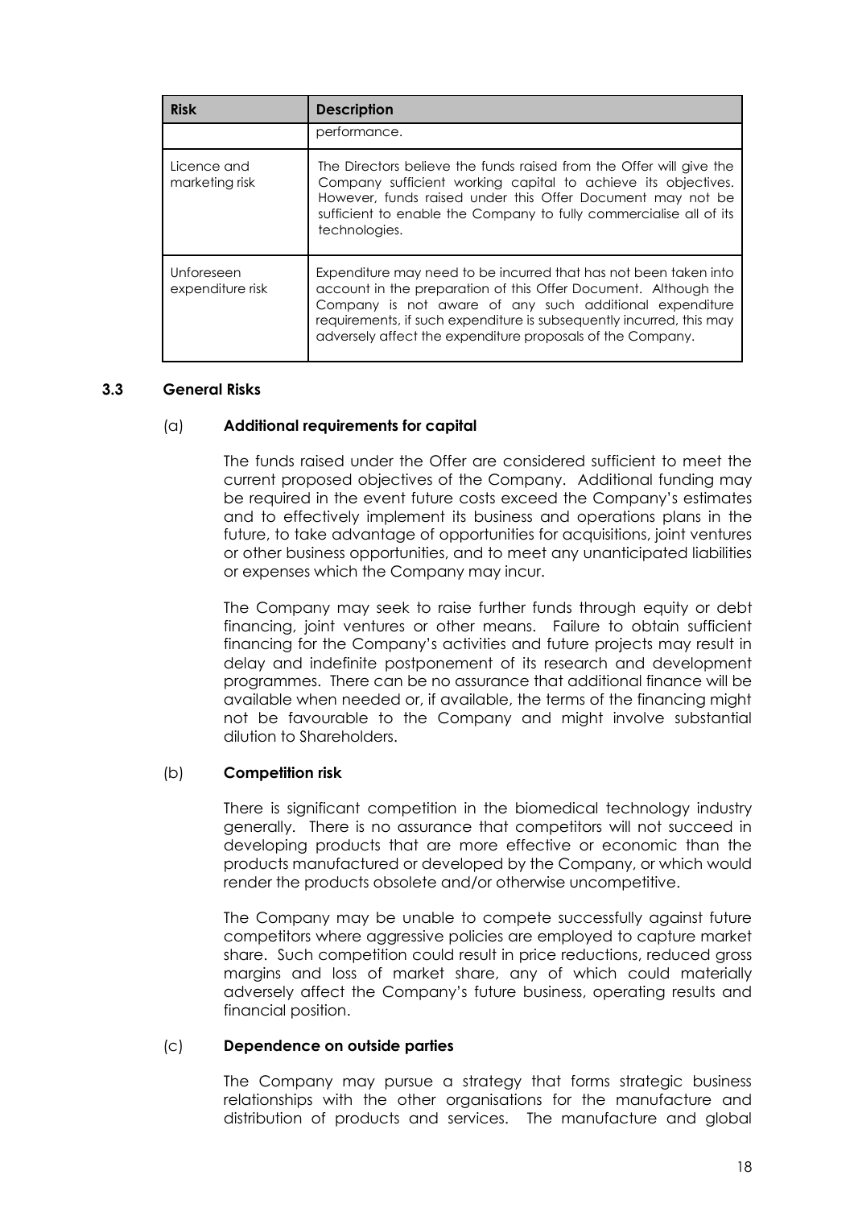| Risk | Description |
| --- | --- |
| | performance. |
| Licence and marketing risk | The Directors believe the funds raised from the Offer will give the Company sufficient working capital to achieve its objectives. However, funds raised under this Offer Document may not be sufficient to enable the Company to fully commercialise all of its technologies. |
| Unforeseen expenditure risk | Expenditure may need to be incurred that has not been taken into account in the preparation of this Offer Document. Although the Company is not aware of any such additional expenditure requirements, if such expenditure is subsequently incurred, this may adversely affect the expenditure proposals of the Company. |

### 3.3 General Risks

#### (a) Additional requirements for capital

The funds raised under the Offer are considered sufficient to meet the current proposed objectives of the Company. Additional funding may be required in the event future costs exceed the Company's estimates and to effectively implement its business and operations plans in the future, to take advantage of opportunities for acquisitions, joint ventures or other business opportunities, and to meet any unanticipated liabilities or expenses which the Company may incur.

The Company may seek to raise further funds through equity or debt financing, joint ventures or other means. Failure to obtain sufficient financing for the Company's activities and future projects may result in delay and indefinite postponement of its research and development programmes. There can be no assurance that additional finance will be available when needed or, if available, the terms of the financing might not be favourable to the Company and might involve substantial dilution to Shareholders.

#### (b) Competition risk

There is significant competition in the biomedical technology industry generally. There is no assurance that competitors will not succeed in developing products that are more effective or economic than the products manufactured or developed by the Company, or which would render the products obsolete and/or otherwise uncompetitive.

The Company may be unable to compete successfully against future competitors where aggressive policies are employed to capture market share. Such competition could result in price reductions, reduced gross margins and loss of market share, any of which could materially adversely affect the Company's future business, operating results and financial position.

#### (c) Dependence on outside parties

The Company may pursue a strategy that forms strategic business relationships with the other organisations for the manufacture and distribution of products and services. The manufacture and global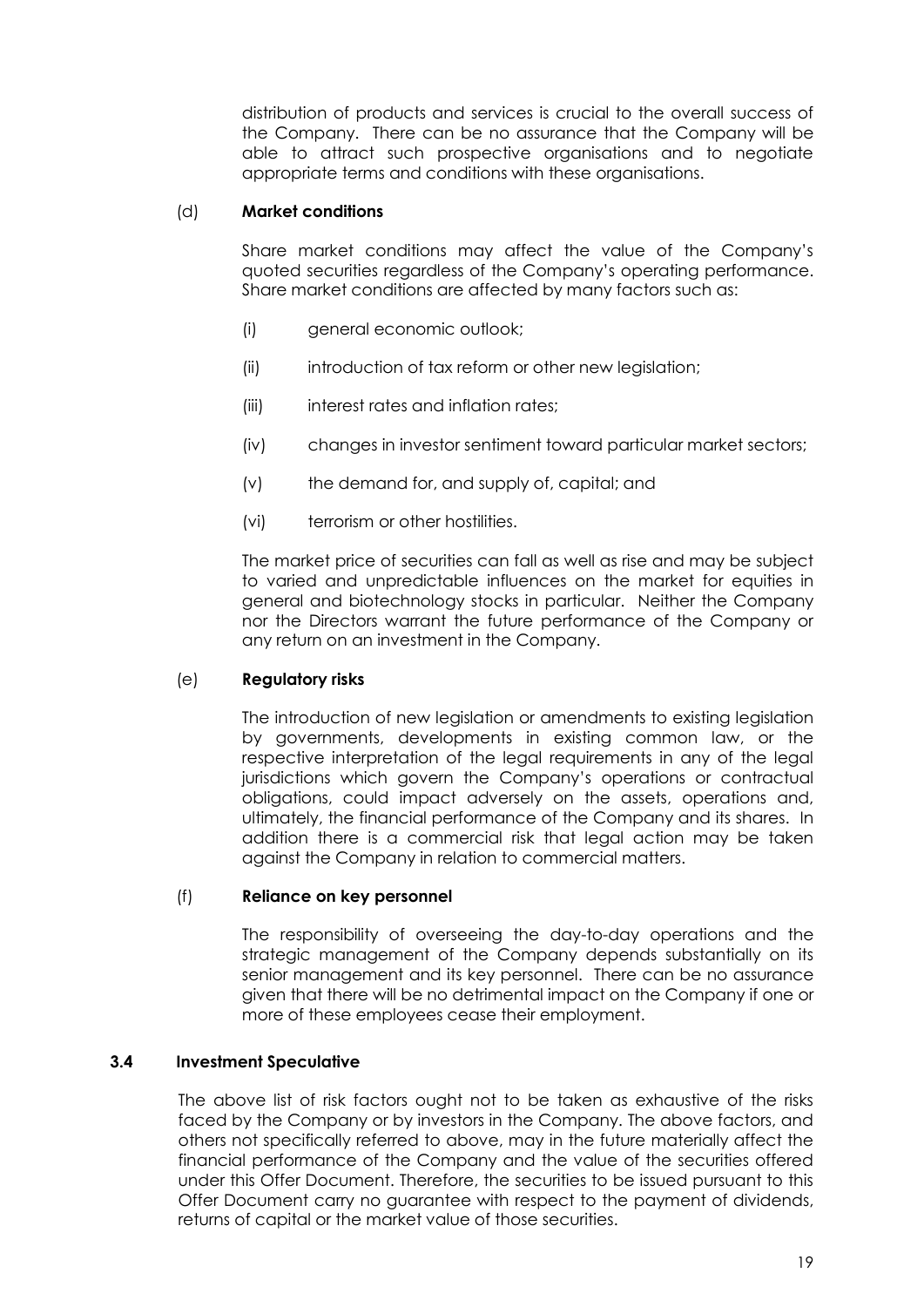distribution of products and services is crucial to the overall success of the Company. There can be no assurance that the Company will be able to attract such prospective organisations and to negotiate appropriate terms and conditions with these organisations.

(d) **Market conditions**

Share market conditions may affect the value of the Company's quoted securities regardless of the Company's operating performance. Share market conditions are affected by many factors such as:

(i) general economic outlook;

(ii) introduction of tax reform or other new legislation;

(iii) interest rates and inflation rates;

(iv) changes in investor sentiment toward particular market sectors;

(v) the demand for, and supply of, capital; and

(vi) terrorism or other hostilities.

The market price of securities can fall as well as rise and may be subject to varied and unpredictable influences on the market for equities in general and biotechnology stocks in particular. Neither the Company nor the Directors warrant the future performance of the Company or any return on an investment in the Company.

(e) **Regulatory risks**

The introduction of new legislation or amendments to existing legislation by governments, developments in existing common law, or the respective interpretation of the legal requirements in any of the legal jurisdictions which govern the Company's operations or contractual obligations, could impact adversely on the assets, operations and, ultimately, the financial performance of the Company and its shares. In addition there is a commercial risk that legal action may be taken against the Company in relation to commercial matters.

(f) **Reliance on key personnel**

The responsibility of overseeing the day-to-day operations and the strategic management of the Company depends substantially on its senior management and its key personnel. There can be no assurance given that there will be no detrimental impact on the Company if one or more of these employees cease their employment.

### 3.4 Investment Speculative

The above list of risk factors ought not to be taken as exhaustive of the risks faced by the Company or by investors in the Company. The above factors, and others not specifically referred to above, may in the future materially affect the financial performance of the Company and the value of the securities offered under this Offer Document. Therefore, the securities to be issued pursuant to this Offer Document carry no guarantee with respect to the payment of dividends, returns of capital or the market value of those securities.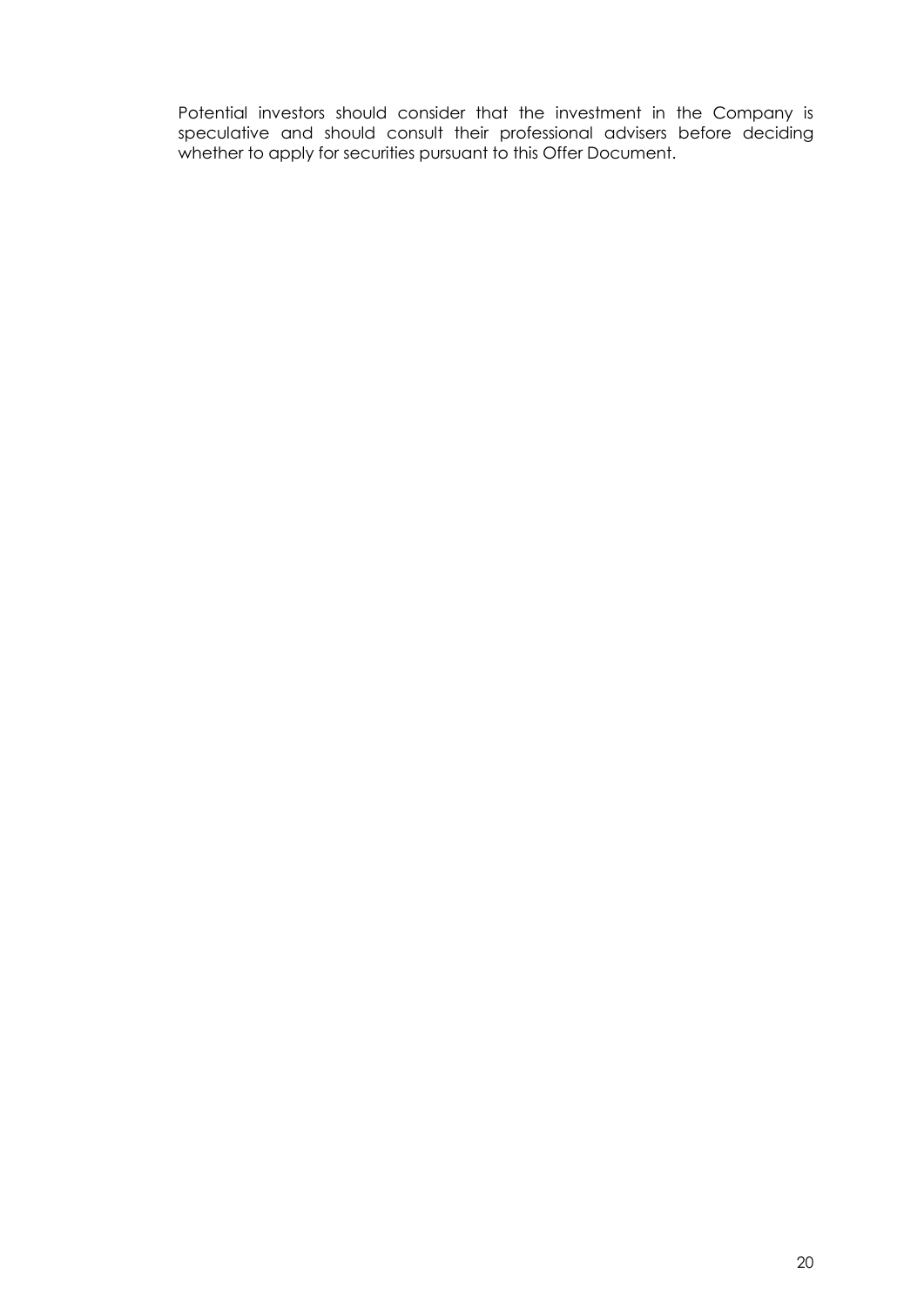Potential investors should consider that the investment in the Company is speculative and should consult their professional advisers before deciding whether to apply for securities pursuant to this Offer Document.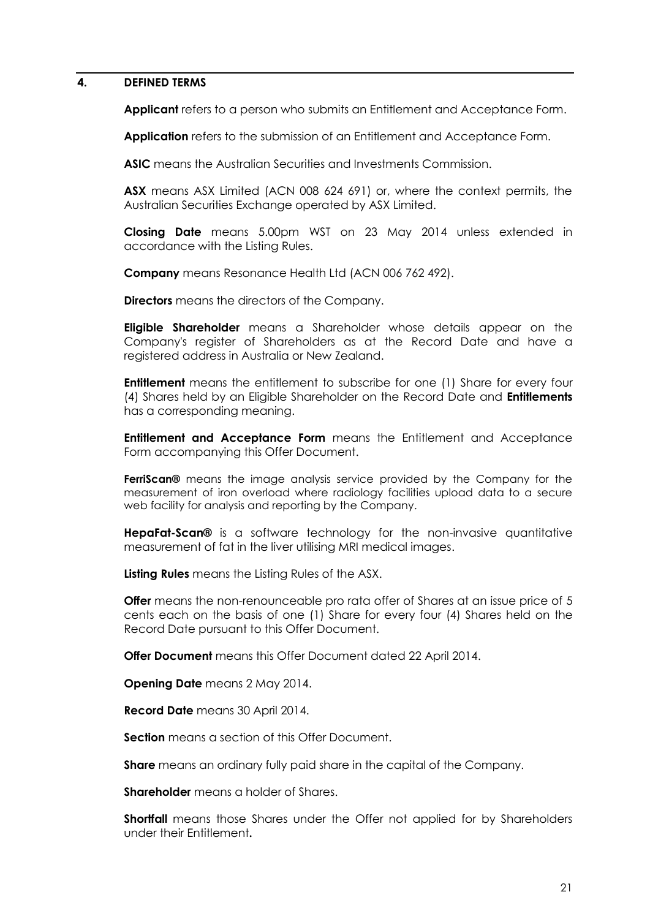## 4. DEFINED TERMS

**Applicant** refers to a person who submits an Entitlement and Acceptance Form.

**Application** refers to the submission of an Entitlement and Acceptance Form.

**ASIC** means the Australian Securities and Investments Commission.

**ASX** means ASX Limited (ACN 008 624 691) or, where the context permits, the Australian Securities Exchange operated by ASX Limited.

**Closing Date** means 5.00pm WST on 23 May 2014 unless extended in accordance with the Listing Rules.

**Company** means Resonance Health Ltd (ACN 006 762 492).

**Directors** means the directors of the Company.

**Eligible Shareholder** means a Shareholder whose details appear on the Company's register of Shareholders as at the Record Date and have a registered address in Australia or New Zealand.

**Entitlement** means the entitlement to subscribe for one (1) Share for every four (4) Shares held by an Eligible Shareholder on the Record Date and **Entitlements** has a corresponding meaning.

**Entitlement and Acceptance Form** means the Entitlement and Acceptance Form accompanying this Offer Document.

**FerriScan®** means the image analysis service provided by the Company for the measurement of iron overload where radiology facilities upload data to a secure web facility for analysis and reporting by the Company.

**HepaFat-Scan®** is a software technology for the non-invasive quantitative measurement of fat in the liver utilising MRI medical images.

**Listing Rules** means the Listing Rules of the ASX.

**Offer** means the non-renounceable pro rata offer of Shares at an issue price of 5 cents each on the basis of one (1) Share for every four (4) Shares held on the Record Date pursuant to this Offer Document.

**Offer Document** means this Offer Document dated 22 April 2014.

**Opening Date** means 2 May 2014.

**Record Date** means 30 April 2014.

**Section** means a section of this Offer Document.

**Share** means an ordinary fully paid share in the capital of the Company.

**Shareholder** means a holder of Shares.

**Shortfall** means those Shares under the Offer not applied for by Shareholders under their Entitlement**.**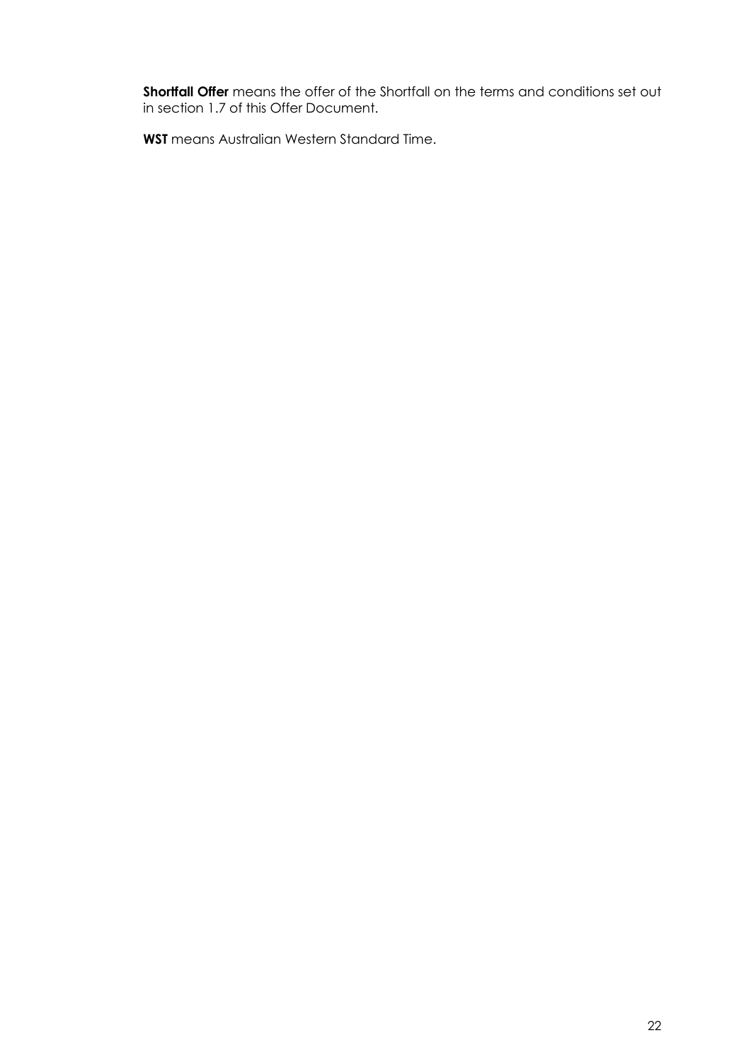**Shortfall Offer** means the offer of the Shortfall on the terms and conditions set out in section 1.7 of this Offer Document.

**WST** means Australian Western Standard Time.